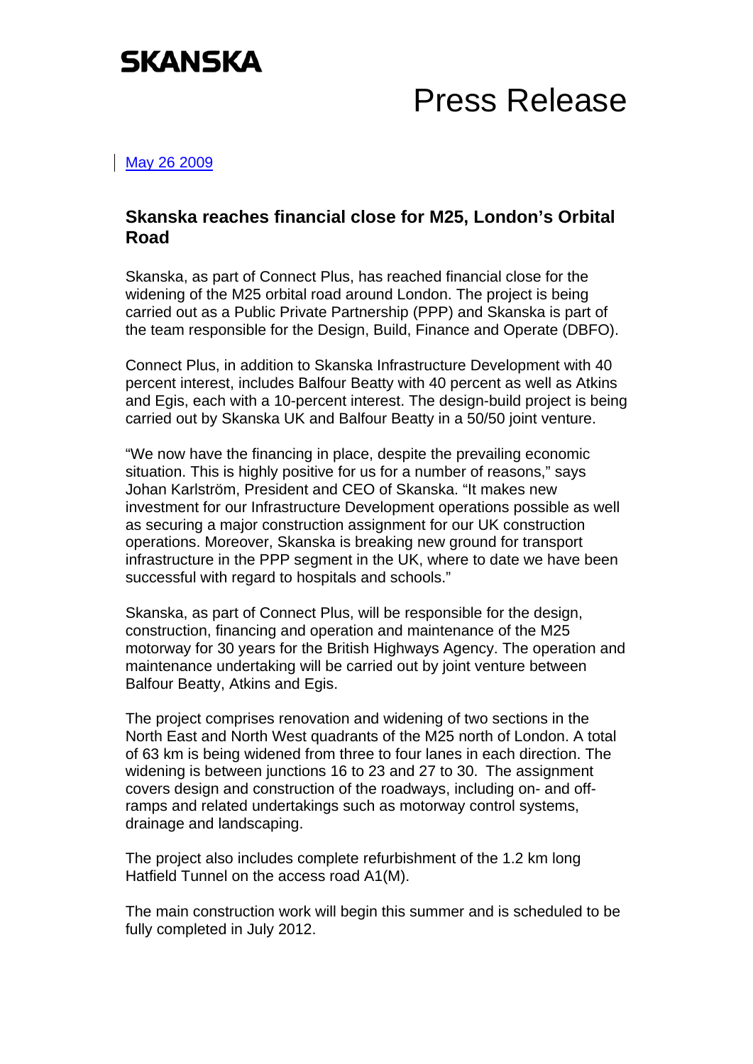SKANSKA

# Press Release

May 26 2009

## Skanska reaches financial close for M25, London's Orbital Road

Skanska, as part of Connect Plus, has reached financial close for the widening of the M25 orbital road around London. The project is being carried out as a Public Private Partnership (PPP) and Skanska is part of the team responsible for the Design, Build, Finance and Operate (DBFO).

Connect Plus, in addition to Skanska Infrastructure Development with 40 percent interest, includes Balfour Beatty with 40 percent as well as Atkins and Egis, each with a 10-percent interest. The design-build project is being carried out by Skanska UK and Balfour Beatty in a 50/50 joint venture.

"We now have the financing in place, despite the prevailing economic situation. This is highly positive for us for a number of reasons," says Johan Karlström, President and CEO of Skanska. "It makes new investment for our Infrastructure Development operations possible as well as securing a major construction assignment for our UK construction operations. Moreover, Skanska is breaking new ground for transport infrastructure in the PPP segment in the UK, where to date we have been successful with regard to hospitals and schools."

Skanska, as part of Connect Plus, will be responsible for the design, construction, financing and operation and maintenance of the M25 motorway for 30 years for the British Highways Agency. The operation and maintenance undertaking will be carried out by joint venture between Balfour Beatty, Atkins and Egis.

The project comprises renovation and widening of two sections in the North East and North West quadrants of the M25 north of London. A total of 63 km is being widened from three to four lanes in each direction. The widening is between junctions 16 to 23 and 27 to 30. The assignment covers design and construction of the roadways, including on- and off-ramps and related undertakings such as motorway control systems, drainage and landscaping.

The project also includes complete refurbishment of the 1.2 km long Hatfield Tunnel on the access road A1(M).

The main construction work will begin this summer and is scheduled to be fully completed in July 2012.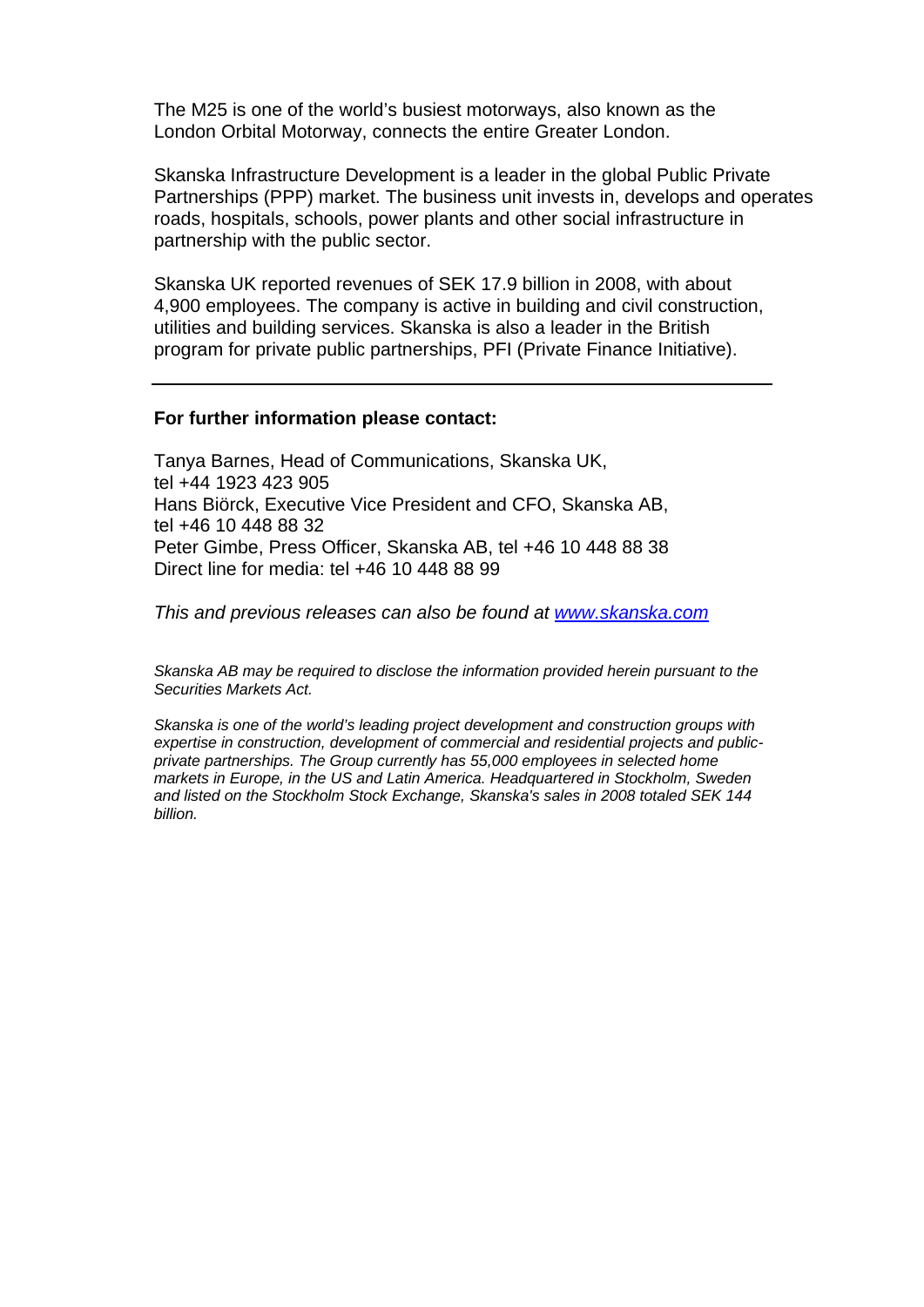The M25 is one of the world's busiest motorways, also known as the London Orbital Motorway, connects the entire Greater London.

Skanska Infrastructure Development is a leader in the global Public Private Partnerships (PPP) market. The business unit invests in, develops and operates roads, hospitals, schools, power plants and other social infrastructure in partnership with the public sector.

Skanska UK reported revenues of SEK 17.9 billion in 2008, with about 4,900 employees. The company is active in building and civil construction, utilities and building services. Skanska is also a leader in the British program for private public partnerships, PFI (Private Finance Initiative).

---

**For further information please contact:**

Tanya Barnes, Head of Communications, Skanska UK,
tel +44 1923 423 905
Hans Biörck, Executive Vice President and CFO, Skanska AB,
tel +46 10 448 88 32
Peter Gimbe, Press Officer, Skanska AB, tel +46 10 448 88 38
Direct line for media: tel +46 10 448 88 99

*This and previous releases can also be found at [www.skanska.com](http://www.skanska.com)*

*Skanska AB may be required to disclose the information provided herein pursuant to the Securities Markets Act.*

*Skanska is one of the world's leading project development and construction groups with expertise in construction, development of commercial and residential projects and public-private partnerships. The Group currently has 55,000 employees in selected home markets in Europe, in the US and Latin America. Headquartered in Stockholm, Sweden and listed on the Stockholm Stock Exchange, Skanska's sales in 2008 totaled SEK 144 billion.*